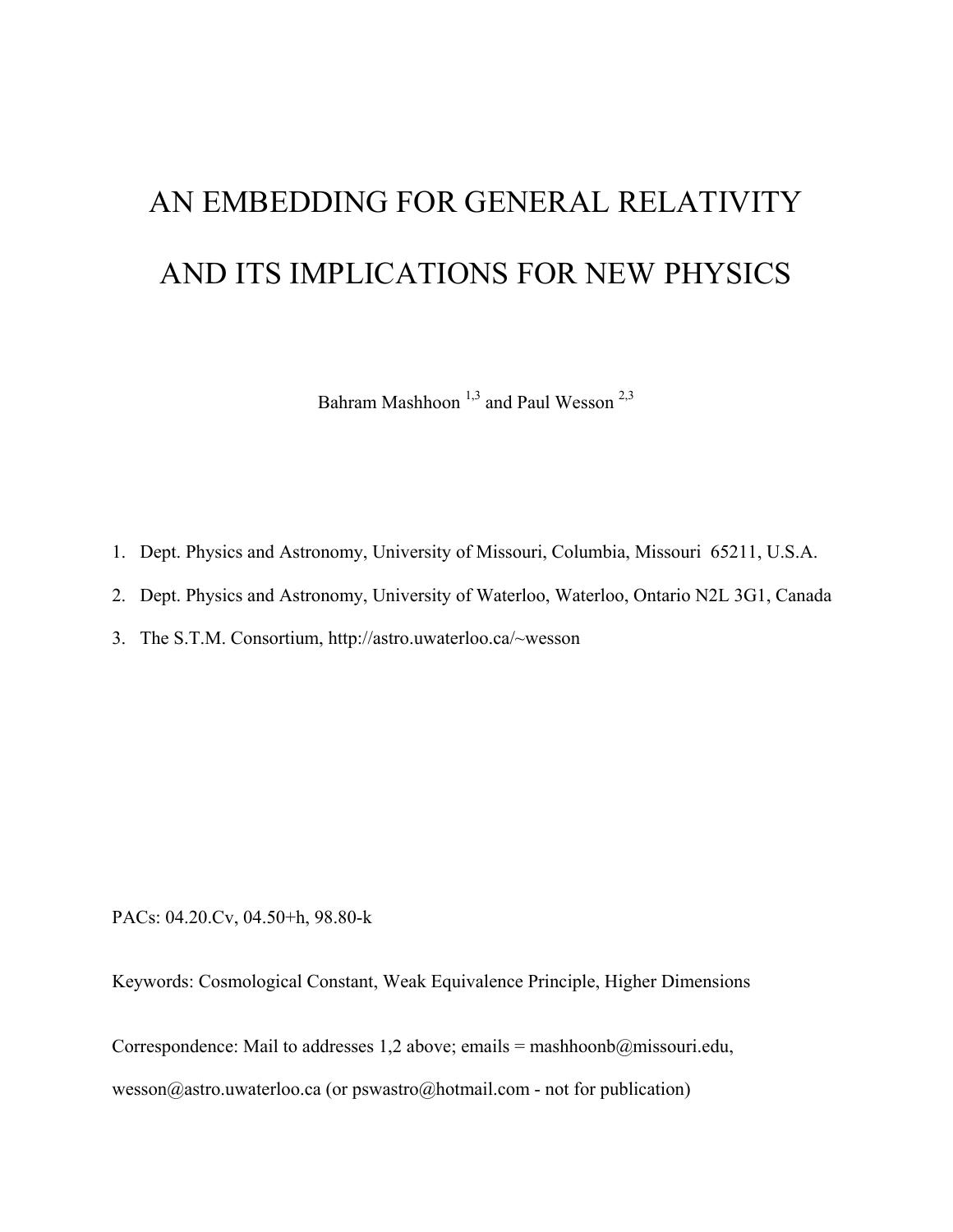# AN EMBEDDING FOR GENERAL RELATIVITY AND ITS IMPLICATIONS FOR NEW PHYSICS

Bahram Mashhoon [1,3] and Paul Wesson [2,3]

1. Dept. Physics and Astronomy, University of Missouri, Columbia, Missouri 65211, U.S.A.
2. Dept. Physics and Astronomy, University of Waterloo, Waterloo, Ontario N2L 3G1, Canada
3. The S.T.M. Consortium, http://astro.uwaterloo.ca/~wesson

PACs: 04.20.Cv, 04.50+h, 98.80-k

Keywords: Cosmological Constant, Weak Equivalence Principle, Higher Dimensions

Correspondence: Mail to addresses 1,2 above; emails = mashhoonb@missouri.edu, wesson@astro.uwaterloo.ca (or pswastro@hotmail.com - not for publication)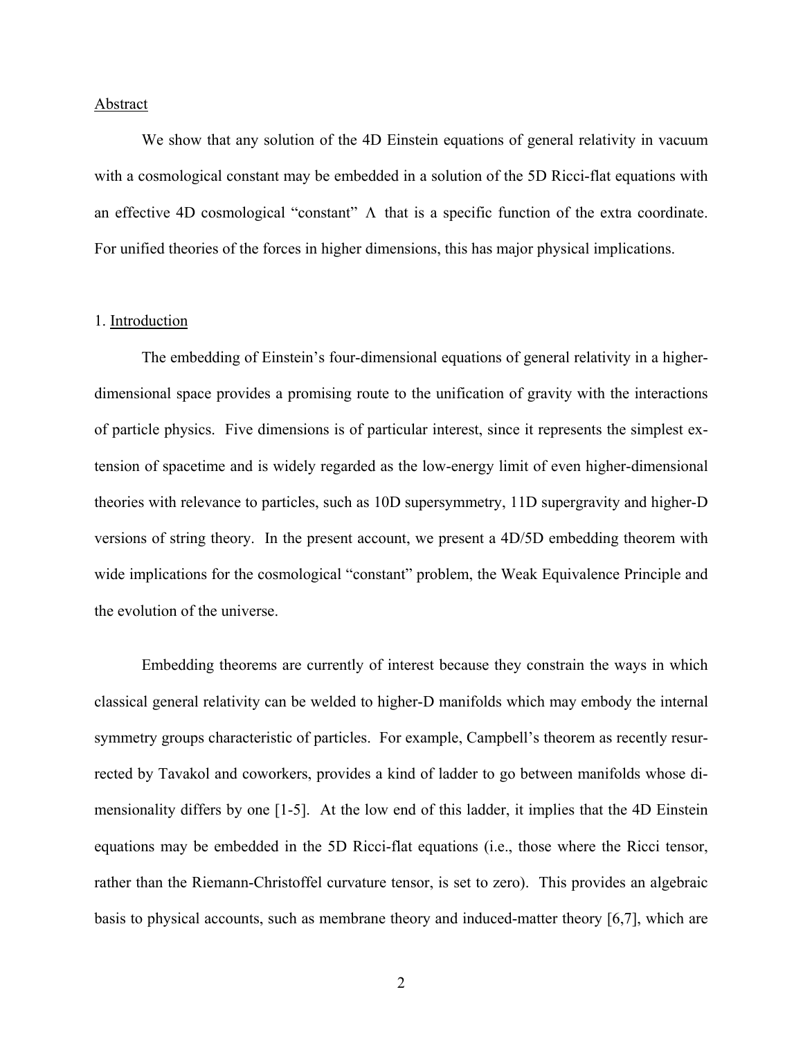## Abstract

We show that any solution of the 4D Einstein equations of general relativity in vacuum with a cosmological constant may be embedded in a solution of the 5D Ricci-flat equations with an effective 4D cosmological "constant" $\Lambda$ that is a specific function of the extra coordinate. For unified theories of the forces in higher dimensions, this has major physical implications.

## 1. Introduction

The embedding of Einstein's four-dimensional equations of general relativity in a higher-dimensional space provides a promising route to the unification of gravity with the interactions of particle physics. Five dimensions is of particular interest, since it represents the simplest extension of spacetime and is widely regarded as the low-energy limit of even higher-dimensional theories with relevance to particles, such as 10D supersymmetry, 11D supergravity and higher-D versions of string theory. In the present account, we present a 4D/5D embedding theorem with wide implications for the cosmological "constant" problem, the Weak Equivalence Principle and the evolution of the universe.

Embedding theorems are currently of interest because they constrain the ways in which classical general relativity can be welded to higher-D manifolds which may embody the internal symmetry groups characteristic of particles. For example, Campbell's theorem as recently resurrected by Tavakol and coworkers, provides a kind of ladder to go between manifolds whose dimensionality differs by one [1-5]. At the low end of this ladder, it implies that the 4D Einstein equations may be embedded in the 5D Ricci-flat equations (i.e., those where the Ricci tensor, rather than the Riemann-Christoffel curvature tensor, is set to zero). This provides an algebraic basis to physical accounts, such as membrane theory and induced-matter theory [6,7], which are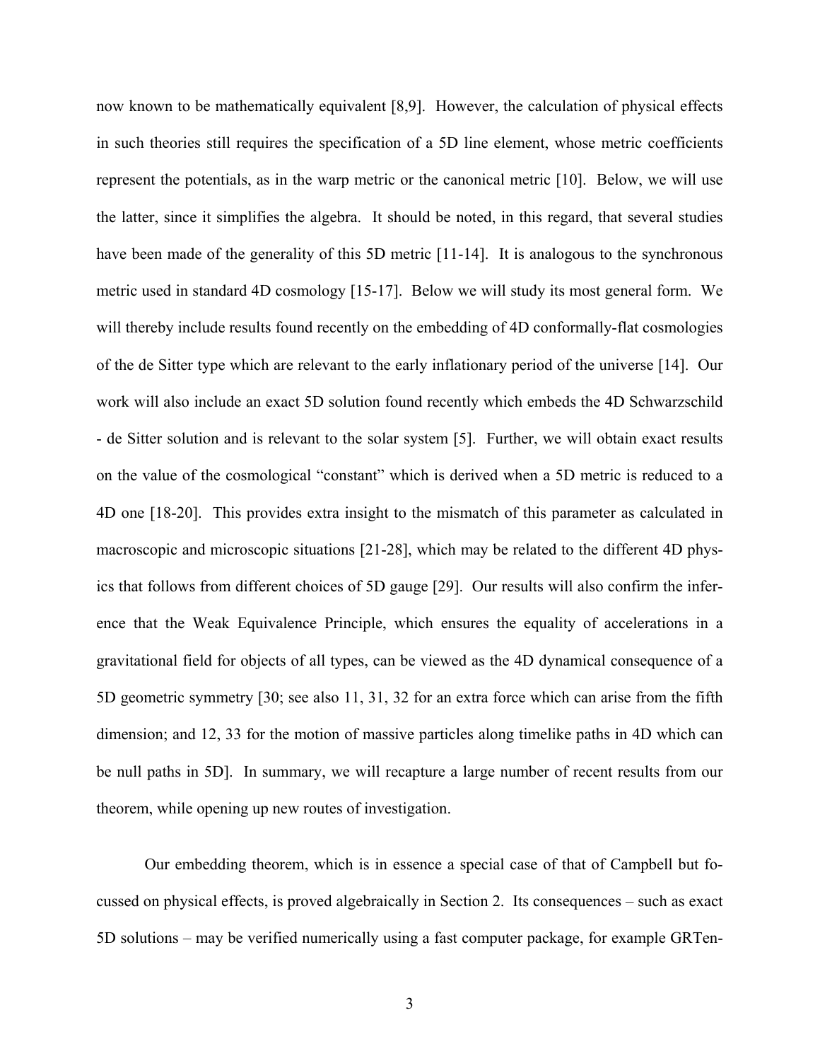now known to be mathematically equivalent [8,9]. However, the calculation of physical effects in such theories still requires the specification of a 5D line element, whose metric coefficients represent the potentials, as in the warp metric or the canonical metric [10]. Below, we will use the latter, since it simplifies the algebra. It should be noted, in this regard, that several studies have been made of the generality of this 5D metric [11-14]. It is analogous to the synchronous metric used in standard 4D cosmology [15-17]. Below we will study its most general form. We will thereby include results found recently on the embedding of 4D conformally-flat cosmologies of the de Sitter type which are relevant to the early inflationary period of the universe [14]. Our work will also include an exact 5D solution found recently which embeds the 4D Schwarzschild - de Sitter solution and is relevant to the solar system [5]. Further, we will obtain exact results on the value of the cosmological "constant" which is derived when a 5D metric is reduced to a 4D one [18-20]. This provides extra insight to the mismatch of this parameter as calculated in macroscopic and microscopic situations [21-28], which may be related to the different 4D physics that follows from different choices of 5D gauge [29]. Our results will also confirm the inference that the Weak Equivalence Principle, which ensures the equality of accelerations in a gravitational field for objects of all types, can be viewed as the 4D dynamical consequence of a 5D geometric symmetry [30; see also 11, 31, 32 for an extra force which can arise from the fifth dimension; and 12, 33 for the motion of massive particles along timelike paths in 4D which can be null paths in 5D]. In summary, we will recapture a large number of recent results from our theorem, while opening up new routes of investigation.

Our embedding theorem, which is in essence a special case of that of Campbell but focussed on physical effects, is proved algebraically in Section 2. Its consequences – such as exact 5D solutions – may be verified numerically using a fast computer package, for example GRTen-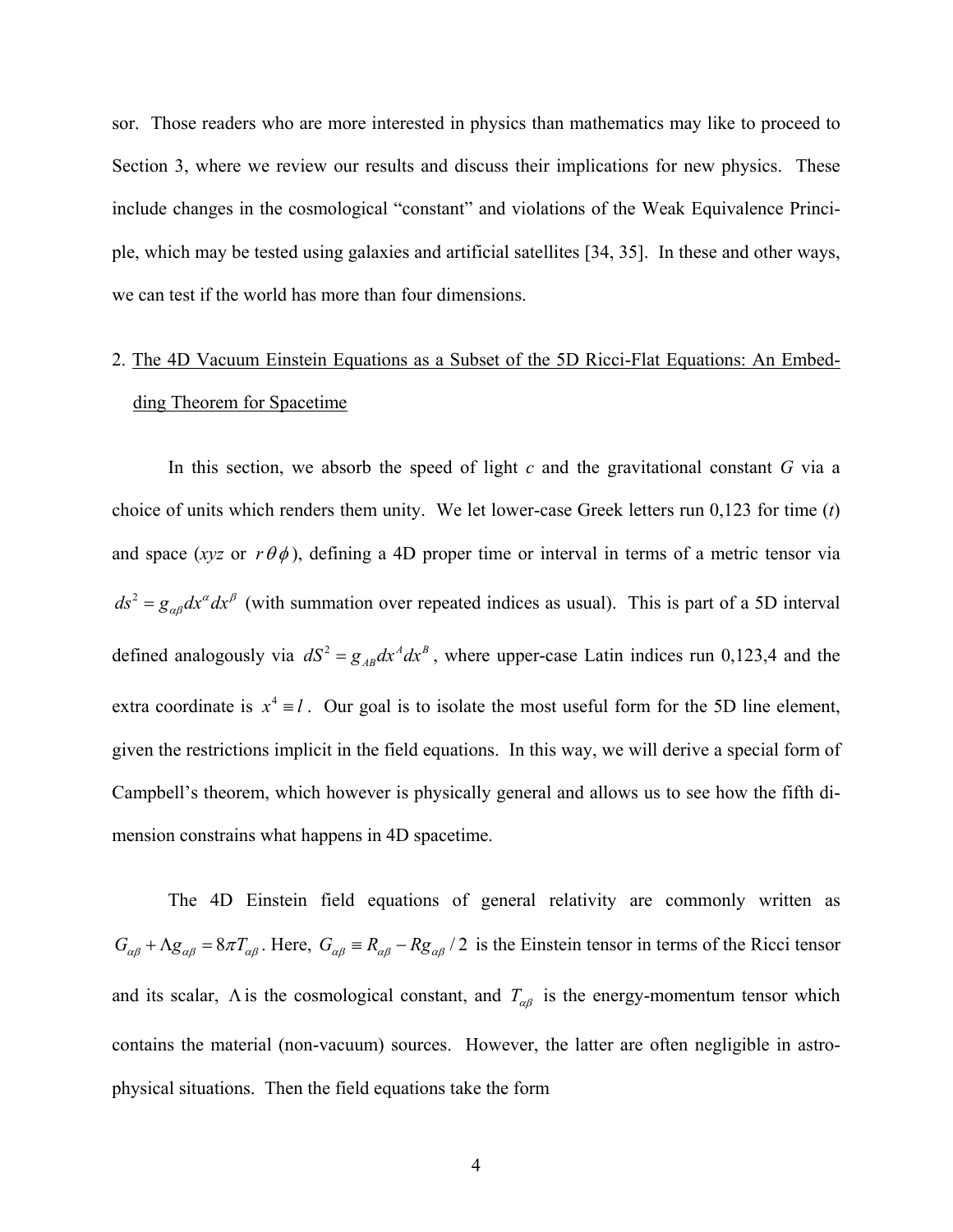sor. Those readers who are more interested in physics than mathematics may like to proceed to Section 3, where we review our results and discuss their implications for new physics. These include changes in the cosmological "constant" and violations of the Weak Equivalence Principle, which may be tested using galaxies and artificial satellites [34, 35]. In these and other ways, we can test if the world has more than four dimensions.

## 2. The 4D Vacuum Einstein Equations as a Subset of the 5D Ricci-Flat Equations: An Embedding Theorem for Spacetime

In this section, we absorb the speed of light *c* and the gravitational constant *G* via a choice of units which renders them unity. We let lower-case Greek letters run 0,123 for time (*t*) and space (*xyz* or $r\theta\phi$), defining a 4D proper time or interval in terms of a metric tensor via $ds^2 = g_{\alpha\beta}dx^\alpha dx^\beta$ (with summation over repeated indices as usual). This is part of a 5D interval defined analogously via $dS^2 = g_{AB}dx^A dx^B$, where upper-case Latin indices run 0,123,4 and the extra coordinate is $x^4 \equiv l$. Our goal is to isolate the most useful form for the 5D line element, given the restrictions implicit in the field equations. In this way, we will derive a special form of Campbell's theorem, which however is physically general and allows us to see how the fifth dimension constrains what happens in 4D spacetime.

The 4D Einstein field equations of general relativity are commonly written as $G_{\alpha\beta} + \Lambda g_{\alpha\beta} = 8\pi T_{\alpha\beta}$. Here, $G_{\alpha\beta} \equiv R_{\alpha\beta} - Rg_{\alpha\beta}/2$ is the Einstein tensor in terms of the Ricci tensor and its scalar, $\Lambda$ is the cosmological constant, and $T_{\alpha\beta}$ is the energy-momentum tensor which contains the material (non-vacuum) sources. However, the latter are often negligible in astrophysical situations. Then the field equations take the form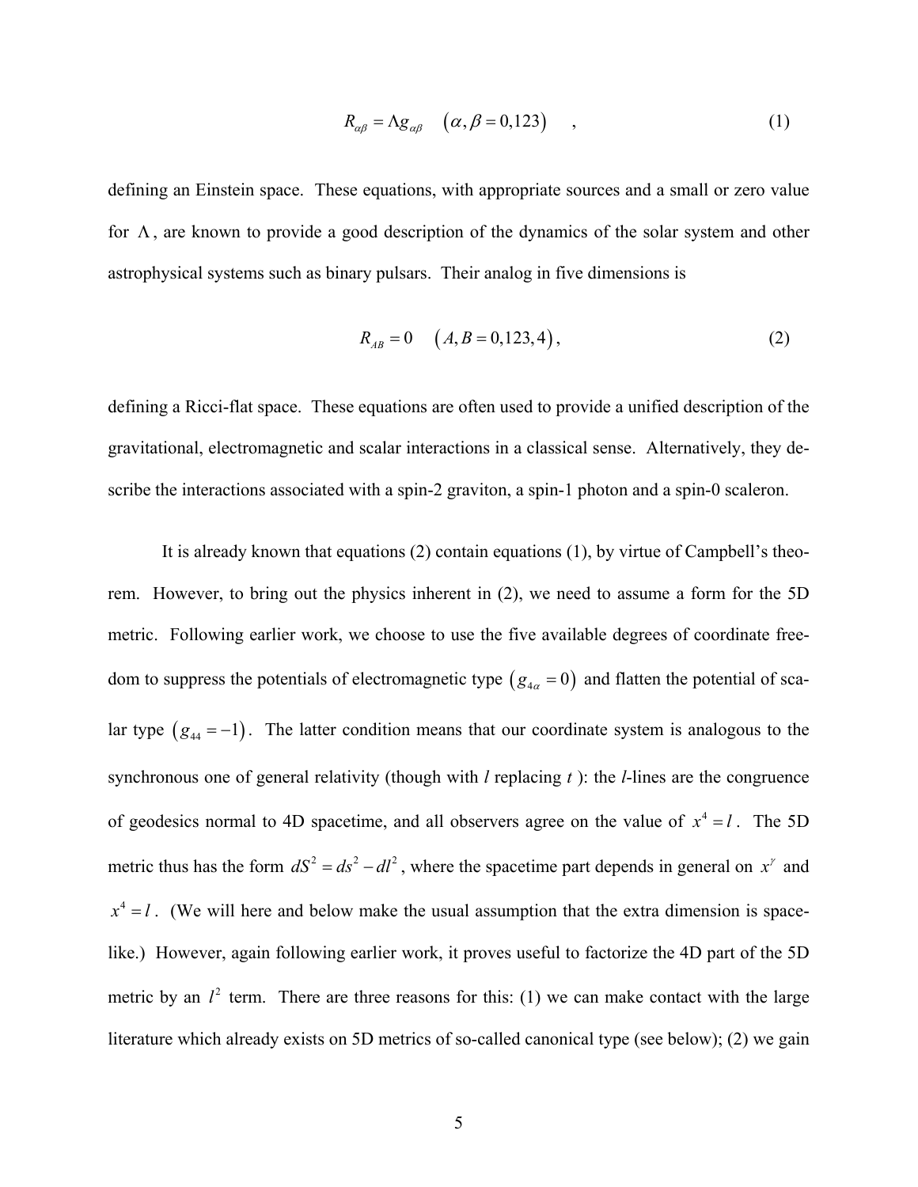$$R_{\alpha\beta} = \Lambda g_{\alpha\beta} \quad (\alpha, \beta = 0,123) \quad , \tag{1}$$

defining an Einstein space. These equations, with appropriate sources and a small or zero value for $\Lambda$, are known to provide a good description of the dynamics of the solar system and other astrophysical systems such as binary pulsars. Their analog in five dimensions is

$$R_{AB} = 0 \quad (A, B = 0,123,4), \tag{2}$$

defining a Ricci-flat space. These equations are often used to provide a unified description of the gravitational, electromagnetic and scalar interactions in a classical sense. Alternatively, they describe the interactions associated with a spin-2 graviton, a spin-1 photon and a spin-0 scaleron.

It is already known that equations (2) contain equations (1), by virtue of Campbell's theorem. However, to bring out the physics inherent in (2), we need to assume a form for the 5D metric. Following earlier work, we choose to use the five available degrees of coordinate freedom to suppress the potentials of electromagnetic type $(g_{4\alpha} = 0)$ and flatten the potential of scalar type $(g_{44} = -1)$. The latter condition means that our coordinate system is analogous to the synchronous one of general relativity (though with *l* replacing *t* ): the *l*-lines are the congruence of geodesics normal to 4D spacetime, and all observers agree on the value of $x^4 = l$. The 5D metric thus has the form $dS^2 = ds^2 - dl^2$, where the spacetime part depends in general on $x^\gamma$ and $x^4 = l$. (We will here and below make the usual assumption that the extra dimension is spacelike.) However, again following earlier work, it proves useful to factorize the 4D part of the 5D metric by an $l^2$ term. There are three reasons for this: (1) we can make contact with the large literature which already exists on 5D metrics of so-called canonical type (see below); (2) we gain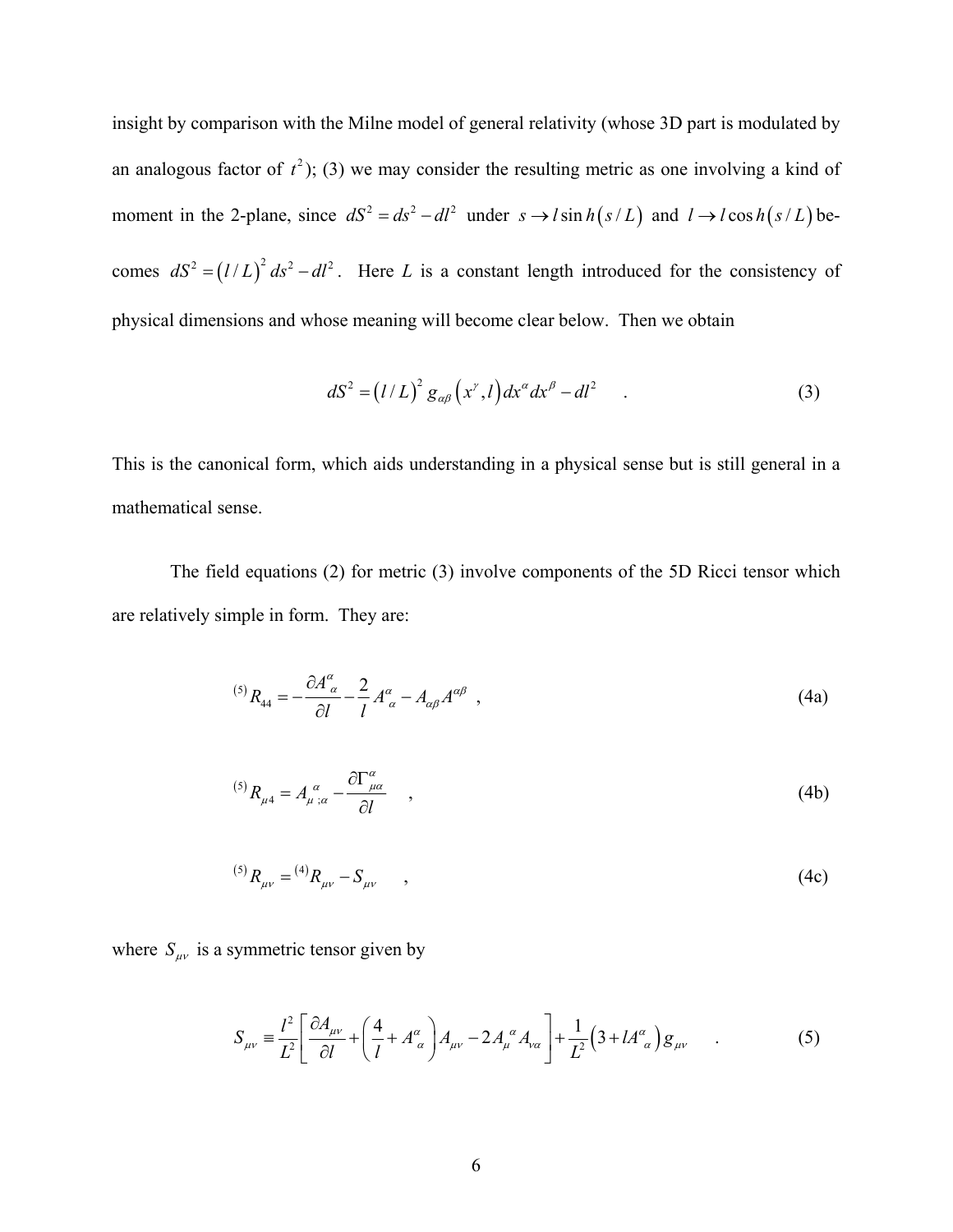insight by comparison with the Milne model of general relativity (whose 3D part is modulated by an analogous factor of $t^2$); (3) we may consider the resulting metric as one involving a kind of moment in the 2-plane, since $dS^2 = ds^2 - dl^2$ under $s \to l \sin h(s/L)$ and $l \to l \cos h(s/L)$ becomes $dS^2 = (l/L)^2 ds^2 - dl^2$. Here $L$ is a constant length introduced for the consistency of physical dimensions and whose meaning will become clear below. Then we obtain

$$dS^2 = (l/L)^2 g_{\alpha\beta}\left(x^\gamma, l\right) dx^\alpha dx^\beta - dl^2 \quad . \tag{3}$$

This is the canonical form, which aids understanding in a physical sense but is still general in a mathematical sense.

The field equations (2) for metric (3) involve components of the 5D Ricci tensor which are relatively simple in form. They are:

$${}^{(5)}R_{44} = -\frac{\partial A^\alpha_{\ \alpha}}{\partial l} - \frac{2}{l} A^\alpha_{\ \alpha} - A_{\alpha\beta} A^{\alpha\beta} \ , \tag{4a}$$

$${}^{(5)}R_{\mu 4} = A_{\mu\ ;\alpha}^{\ \alpha} - \frac{\partial \Gamma^\alpha_{\mu\alpha}}{\partial l} \quad , \tag{4b}$$

$${}^{(5)}R_{\mu\nu} = {}^{(4)}R_{\mu\nu} - S_{\mu\nu} \quad , \tag{4c}$$

where $S_{\mu\nu}$ is a symmetric tensor given by

$$S_{\mu\nu} \equiv \frac{l^2}{L^2}\left[\frac{\partial A_{\mu\nu}}{\partial l} + \left(\frac{4}{l} + A^\alpha_{\ \alpha}\right) A_{\mu\nu} - 2 A_\mu^{\ \alpha} A_{\nu\alpha}\right] + \frac{1}{L^2}\left(3 + l A^\alpha_{\ \alpha}\right) g_{\mu\nu} \quad . \tag{5}$$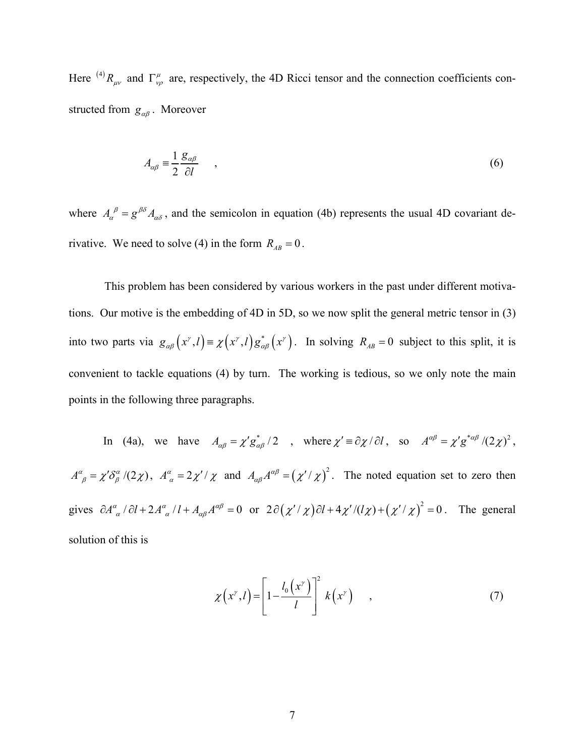Here ${}^{(4)}R_{\mu\nu}$ and $\Gamma^{\mu}_{\nu\rho}$ are, respectively, the 4D Ricci tensor and the connection coefficients constructed from $g_{\alpha\beta}$. Moreover

$$A_{\alpha\beta} \equiv \frac{1}{2}\frac{g_{\alpha\beta}}{\partial l} \quad , \tag{6}$$

where $A_{\alpha}{}^{\beta} = g^{\beta\delta} A_{\alpha\delta}$, and the semicolon in equation (4b) represents the usual 4D covariant derivative. We need to solve (4) in the form $R_{AB} = 0$.

This problem has been considered by various workers in the past under different motivations. Our motive is the embedding of 4D in 5D, so we now split the general metric tensor in (3) into two parts via $g_{\alpha\beta}\left(x^{\gamma}, l\right) \equiv \chi\left(x^{\gamma}, l\right) \overset{*}{g}_{\alpha\beta}\left(x^{\gamma}\right)$. In solving $R_{AB} = 0$ subject to this split, it is convenient to tackle equations (4) by turn. The working is tedious, so we only note the main points in the following three paragraphs.

In (4a), we have $A_{\alpha\beta} = \chi' \overset{*}{g}_{\alpha\beta} / 2$, where $\chi' \equiv \partial\chi / \partial l$, so $A^{\alpha\beta} = \chi' g^{*\alpha\beta} / (2\chi)^2$, $A^{\alpha}{}_{\beta} = \chi' \delta^{\alpha}_{\beta} / (2\chi)$, $A^{\alpha}{}_{\alpha} = 2\chi'/\chi$ and $A_{\alpha\beta}A^{\alpha\beta} = \left(\chi'/\chi\right)^2$. The noted equation set to zero then gives $\partial A^{\alpha}{}_{\alpha} / \partial l + 2A^{\alpha}{}_{\alpha} / l + A_{\alpha\beta}A^{\alpha\beta} = 0$ or $2\partial\left(\chi'/\chi\right)\partial l + 4\chi'/(l\chi) + \left(\chi'/\chi\right)^2 = 0$. The general solution of this is

$$\chi\left(x^{\gamma}, l\right) = \left[1 - \frac{l_0\left(x^{\gamma}\right)}{l}\right]^2 k\left(x^{\gamma}\right) \quad , \tag{7}$$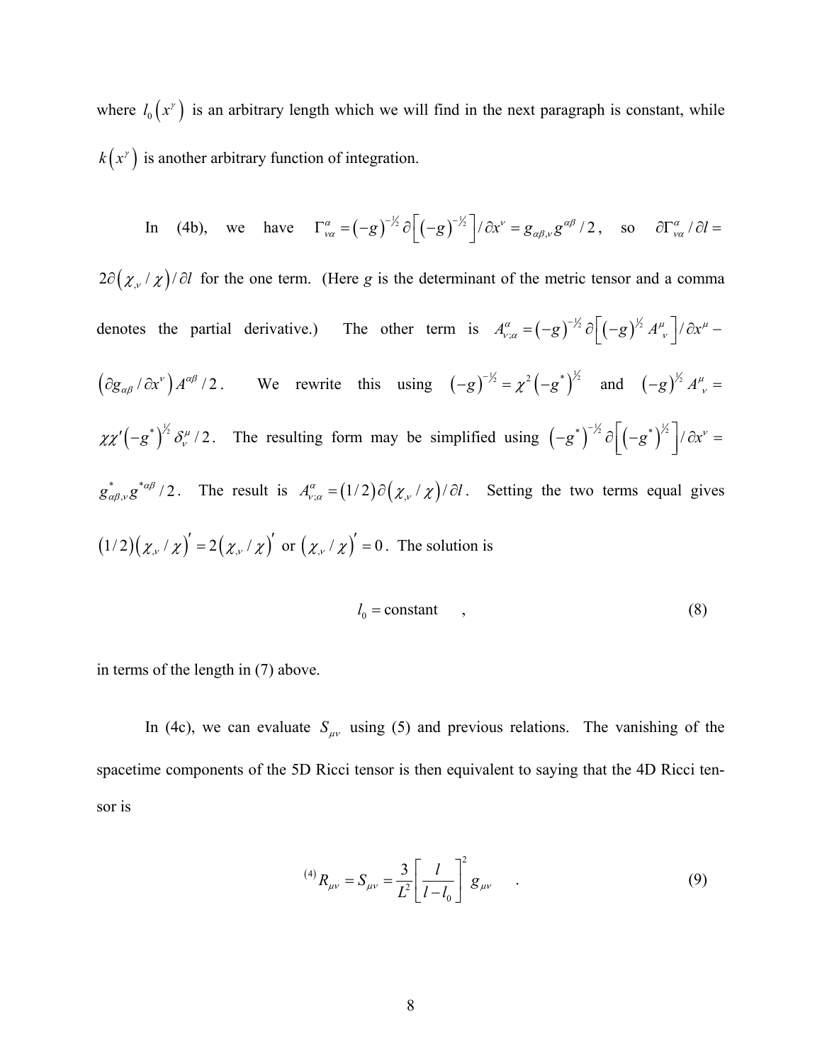where $l_0(x^\gamma)$ is an arbitrary length which we will find in the next paragraph is constant, while $k(x^\gamma)$ is another arbitrary function of integration.

In (4b), we have $\Gamma^\alpha_{\nu\alpha} = (-g)^{-1/2}\partial\left[(-g)^{-1/2}\right]/\partial x^\nu = g_{\alpha\beta,\nu}g^{\alpha\beta}/2$, so $\partial\Gamma^\alpha_{\nu\alpha}/\partial l = 2\partial(\chi_{,\nu}/\chi)/\partial l$ for the one term. (Here $g$ is the determinant of the metric tensor and a comma denotes the partial derivative.) The other term is $A^\alpha_{\nu;\alpha} = (-g)^{-1/2}\partial\left[(-g)^{1/2}A^\mu_{\ \nu}\right]/\partial x^\mu - (\partial g_{\alpha\beta}/\partial x^\nu)A^{\alpha\beta}/2$. We rewrite this using $(-g)^{-1/2} = \chi^2(-g^*)^{1/2}$ and $(-g)^{1/2}A^\mu_{\ \nu} = \chi\chi'(-g^*)^{1/2}\delta^\mu_\nu/2$. The resulting form may be simplified using $(-g^*)^{-1/2}\partial\left[(-g^*)^{1/2}\right]/\partial x^\nu = g^*_{\alpha\beta,\nu}g^{*\alpha\beta}/2$. The result is $A^\alpha_{\nu;\alpha} = (1/2)\partial(\chi_{,\nu}/\chi)/\partial l$. Setting the two terms equal gives $(1/2)(\chi_{,\nu}/\chi)' = 2(\chi_{,\nu}/\chi)'$ or $(\chi_{,\nu}/\chi)' = 0$. The solution is

$$l_0 = \text{constant} \quad , \tag{8}$$

in terms of the length in (7) above.

In (4c), we can evaluate $S_{\mu\nu}$ using (5) and previous relations. The vanishing of the spacetime components of the 5D Ricci tensor is then equivalent to saying that the 4D Ricci tensor is

$$^{(4)}R_{\mu\nu} = S_{\mu\nu} = \frac{3}{L^2}\left[\frac{l}{l-l_0}\right]^2 g_{\mu\nu} \quad . \tag{9}$$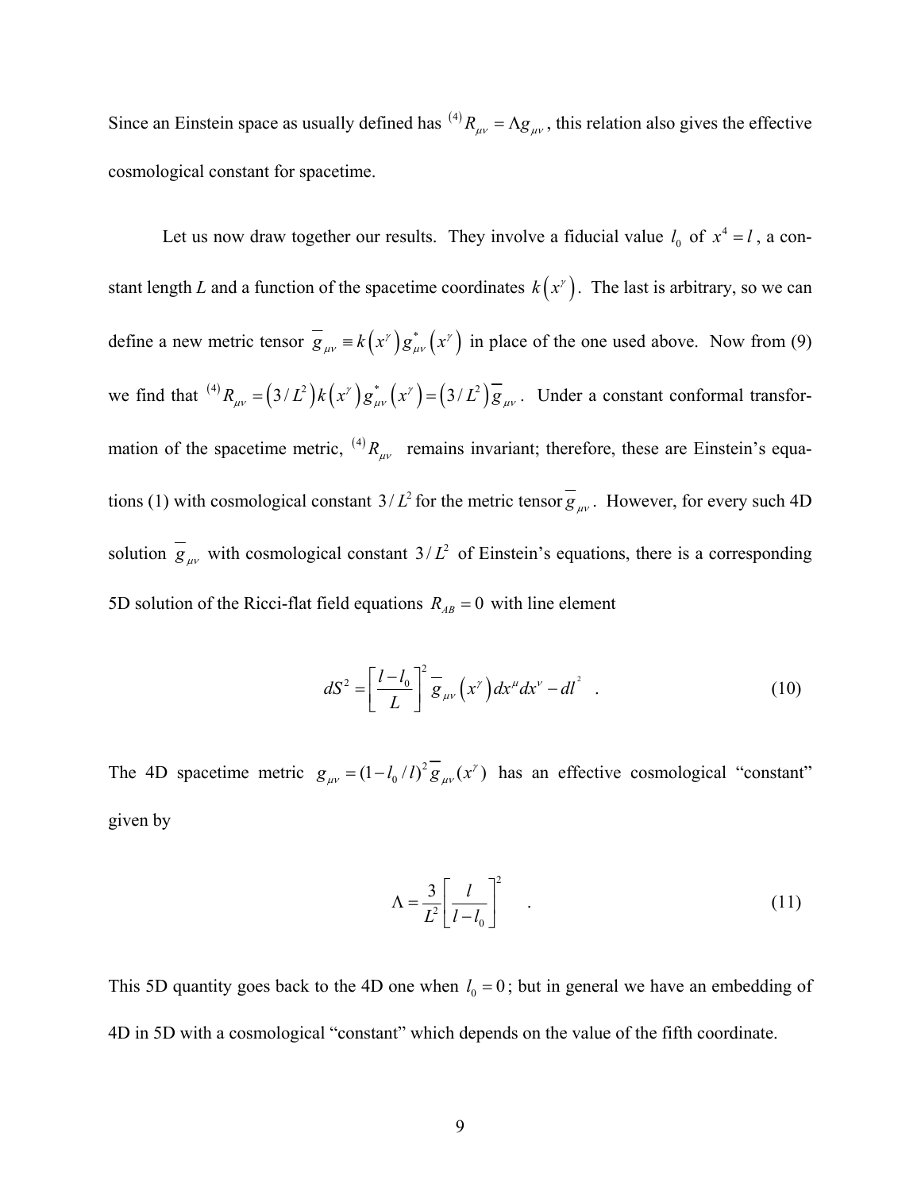Since an Einstein space as usually defined has ${}^{(4)}R_{\mu\nu} = \Lambda g_{\mu\nu}$, this relation also gives the effective cosmological constant for spacetime.

Let us now draw together our results. They involve a fiducial value $l_0$ of $x^4 = l$, a constant length *L* and a function of the spacetime coordinates $k\left(x^\gamma\right)$. The last is arbitrary, so we can define a new metric tensor $\overline{g}_{\mu\nu} \equiv k\left(x^\gamma\right) g^*_{\mu\nu}\left(x^\gamma\right)$ in place of the one used above. Now from (9) we find that ${}^{(4)}R_{\mu\nu} = \left(3/L^2\right) k\left(x^\gamma\right) g^*_{\mu\nu}\left(x^\gamma\right) = \left(3/L^2\right) \overline{g}_{\mu\nu}$. Under a constant conformal transformation of the spacetime metric, ${}^{(4)}R_{\mu\nu}$ remains invariant; therefore, these are Einstein's equations (1) with cosmological constant $3/L^2$ for the metric tensor $\overline{g}_{\mu\nu}$. However, for every such 4D solution $\overline{g}_{\mu\nu}$ with cosmological constant $3/L^2$ of Einstein's equations, there is a corresponding 5D solution of the Ricci-flat field equations $R_{AB} = 0$ with line element

$$dS^2 = \left[\frac{l - l_0}{L}\right]^2 \overline{g}_{\mu\nu}\left(x^\gamma\right) dx^\mu dx^\nu - dl^2 \quad . \tag{10}$$

The 4D spacetime metric $g_{\mu\nu} = (1 - l_0/l)^2 \overline{g}_{\mu\nu}(x^\gamma)$ has an effective cosmological "constant" given by

$$\Lambda = \frac{3}{L^2}\left[\frac{l}{l - l_0}\right]^2 \quad . \tag{11}$$

This 5D quantity goes back to the 4D one when $l_0 = 0$; but in general we have an embedding of 4D in 5D with a cosmological "constant" which depends on the value of the fifth coordinate.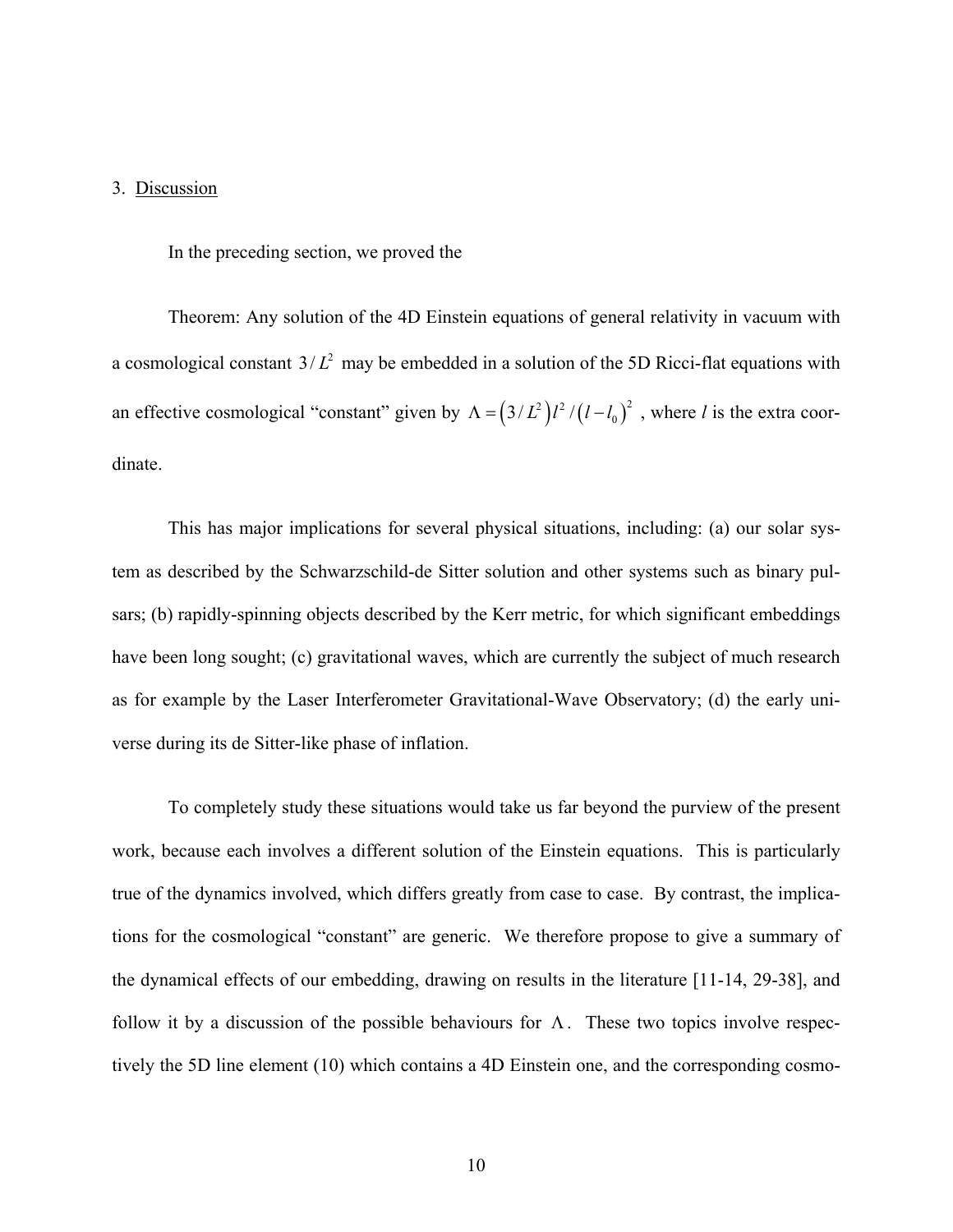## 3. Discussion

In the preceding section, we proved the

Theorem: Any solution of the 4D Einstein equations of general relativity in vacuum with a cosmological constant $3/L^2$ may be embedded in a solution of the 5D Ricci-flat equations with an effective cosmological "constant" given by $\Lambda = \left(3/L^2\right) l^2 / \left(l - l_0\right)^2$ , where $l$ is the extra coordinate.

This has major implications for several physical situations, including: (a) our solar system as described by the Schwarzschild-de Sitter solution and other systems such as binary pulsars; (b) rapidly-spinning objects described by the Kerr metric, for which significant embeddings have been long sought; (c) gravitational waves, which are currently the subject of much research as for example by the Laser Interferometer Gravitational-Wave Observatory; (d) the early universe during its de Sitter-like phase of inflation.

To completely study these situations would take us far beyond the purview of the present work, because each involves a different solution of the Einstein equations. This is particularly true of the dynamics involved, which differs greatly from case to case. By contrast, the implications for the cosmological "constant" are generic. We therefore propose to give a summary of the dynamical effects of our embedding, drawing on results in the literature [11-14, 29-38], and follow it by a discussion of the possible behaviours for $\Lambda$. These two topics involve respectively the 5D line element (10) which contains a 4D Einstein one, and the corresponding cosmo-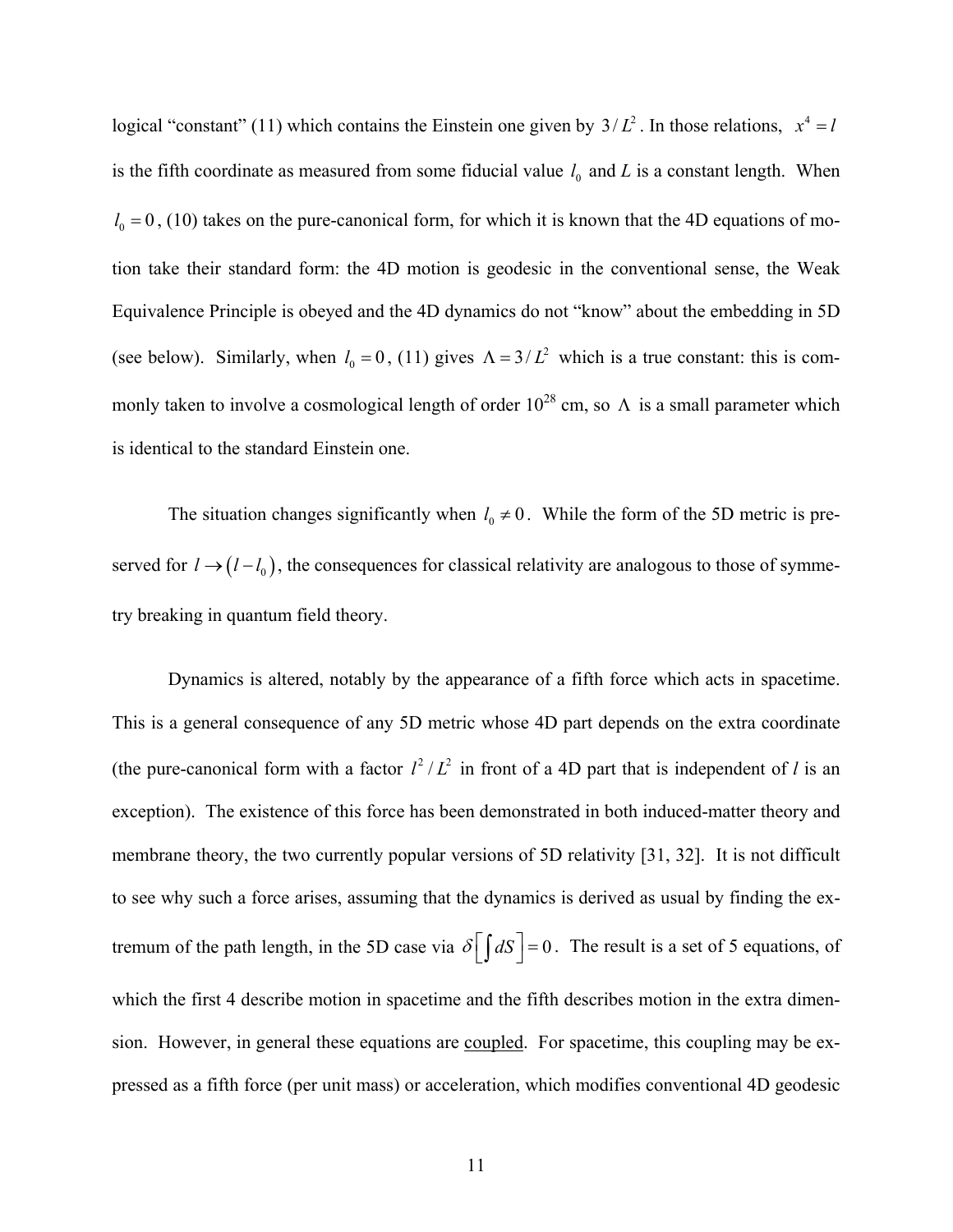logical "constant" (11) which contains the Einstein one given by $3/L^2$. In those relations, $x^4 = l$ is the fifth coordinate as measured from some fiducial value $l_0$ and *L* is a constant length. When $l_0 = 0$, (10) takes on the pure-canonical form, for which it is known that the 4D equations of motion take their standard form: the 4D motion is geodesic in the conventional sense, the Weak Equivalence Principle is obeyed and the 4D dynamics do not "know" about the embedding in 5D (see below). Similarly, when $l_0 = 0$, (11) gives $\Lambda = 3/L^2$ which is a true constant: this is commonly taken to involve a cosmological length of order $10^{28}$ cm, so $\Lambda$ is a small parameter which is identical to the standard Einstein one.

The situation changes significantly when $l_0 \neq 0$. While the form of the 5D metric is preserved for $l \rightarrow (l - l_0)$, the consequences for classical relativity are analogous to those of symmetry breaking in quantum field theory.

Dynamics is altered, notably by the appearance of a fifth force which acts in spacetime. This is a general consequence of any 5D metric whose 4D part depends on the extra coordinate (the pure-canonical form with a factor $l^2/L^2$ in front of a 4D part that is independent of *l* is an exception). The existence of this force has been demonstrated in both induced-matter theory and membrane theory, the two currently popular versions of 5D relativity [31, 32]. It is not difficult to see why such a force arises, assuming that the dynamics is derived as usual by finding the extremum of the path length, in the 5D case via $\delta\left[\int dS\right] = 0$. The result is a set of 5 equations, of which the first 4 describe motion in spacetime and the fifth describes motion in the extra dimension. However, in general these equations are <u>coupled</u>. For spacetime, this coupling may be expressed as a fifth force (per unit mass) or acceleration, which modifies conventional 4D geodesic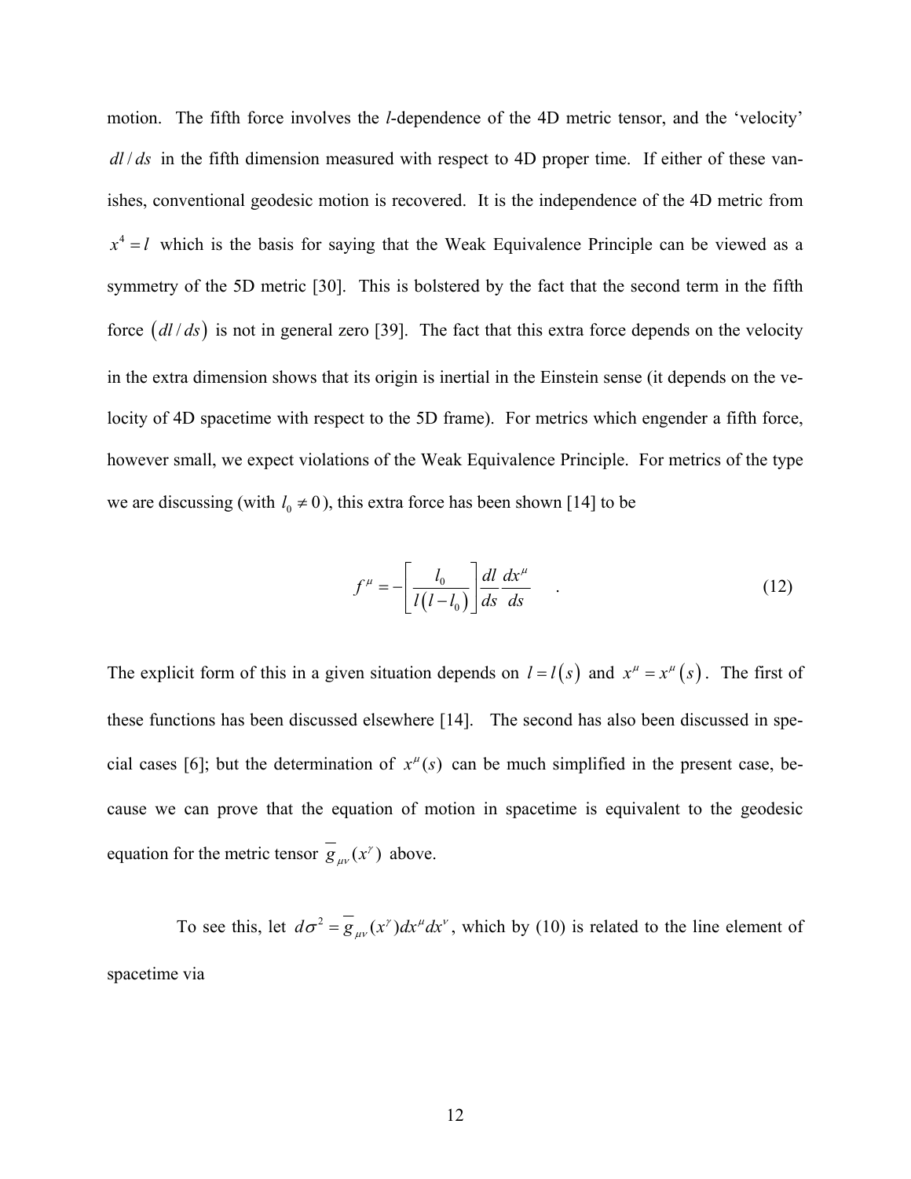motion. The fifth force involves the $l$-dependence of the 4D metric tensor, and the 'velocity' $dl/ds$ in the fifth dimension measured with respect to 4D proper time. If either of these vanishes, conventional geodesic motion is recovered. It is the independence of the 4D metric from $x^4 = l$ which is the basis for saying that the Weak Equivalence Principle can be viewed as a symmetry of the 5D metric [30]. This is bolstered by the fact that the second term in the fifth force $(dl/ds)$ is not in general zero [39]. The fact that this extra force depends on the velocity in the extra dimension shows that its origin is inertial in the Einstein sense (it depends on the velocity of 4D spacetime with respect to the 5D frame). For metrics which engender a fifth force, however small, we expect violations of the Weak Equivalence Principle. For metrics of the type we are discussing (with $l_0 \neq 0$), this extra force has been shown [14] to be

$$f^{\mu} = -\left[\frac{l_0}{l\left(l - l_0\right)}\right]\frac{dl}{ds}\frac{dx^{\mu}}{ds} \quad . \tag{12}$$

The explicit form of this in a given situation depends on $l = l(s)$ and $x^{\mu} = x^{\mu}(s)$. The first of these functions has been discussed elsewhere [14]. The second has also been discussed in special cases [6]; but the determination of $x^{\mu}(s)$ can be much simplified in the present case, because we can prove that the equation of motion in spacetime is equivalent to the geodesic equation for the metric tensor $\overline{g}_{\mu\nu}(x^{\gamma})$ above.

To see this, let $d\sigma^2 = \overline{g}_{\mu\nu}(x^{\gamma})dx^{\mu}dx^{\nu}$, which by (10) is related to the line element of spacetime via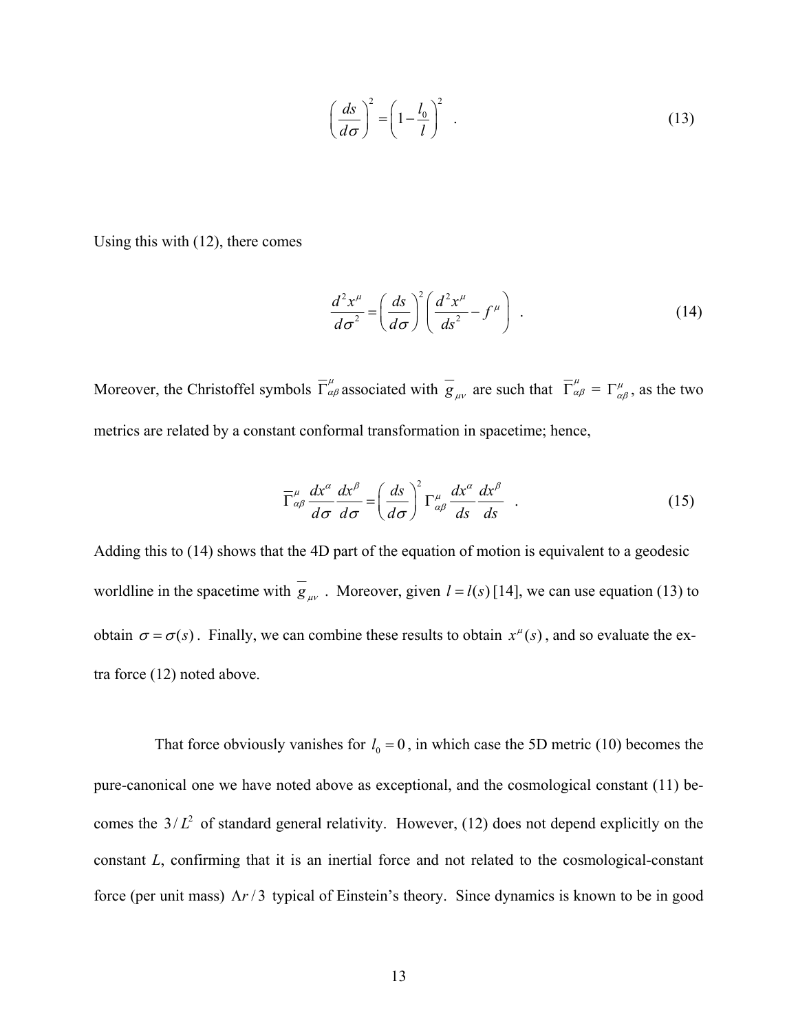$$\left(\frac{ds}{d\sigma}\right)^2 = \left(1 - \frac{l_0}{l}\right)^2 \quad . \tag{13}$$

Using this with (12), there comes

$$\frac{d^2x^\mu}{d\sigma^2} = \left(\frac{ds}{d\sigma}\right)^2 \left(\frac{d^2x^\mu}{ds^2} - f^\mu\right) \quad . \tag{14}$$

Moreover, the Christoffel symbols $\overline{\Gamma}^\mu_{\alpha\beta}$ associated with $\overline{g}_{\mu\nu}$ are such that $\overline{\Gamma}^\mu_{\alpha\beta} = \Gamma^\mu_{\alpha\beta}$, as the two metrics are related by a constant conformal transformation in spacetime; hence,

$$\overline{\Gamma}^\mu_{\alpha\beta} \frac{dx^\alpha}{d\sigma} \frac{dx^\beta}{d\sigma} = \left(\frac{ds}{d\sigma}\right)^2 \Gamma^\mu_{\alpha\beta} \frac{dx^\alpha}{ds} \frac{dx^\beta}{ds} \quad . \tag{15}$$

Adding this to (14) shows that the 4D part of the equation of motion is equivalent to a geodesic worldline in the spacetime with $\overline{g}_{\mu\nu}$. Moreover, given $l = l(s)$ [14], we can use equation (13) to obtain $\sigma = \sigma(s)$. Finally, we can combine these results to obtain $x^\mu(s)$, and so evaluate the extra force (12) noted above.

That force obviously vanishes for $l_0 = 0$, in which case the 5D metric (10) becomes the pure-canonical one we have noted above as exceptional, and the cosmological constant (11) becomes the $3/L^2$ of standard general relativity. However, (12) does not depend explicitly on the constant *L*, confirming that it is an inertial force and not related to the cosmological-constant force (per unit mass) $\Lambda r/3$ typical of Einstein's theory. Since dynamics is known to be in good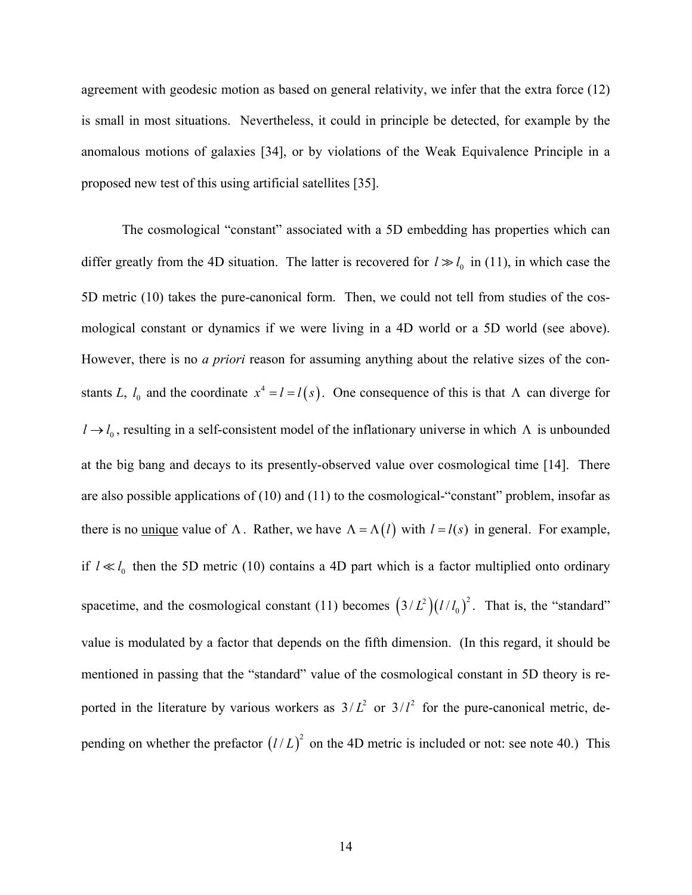agreement with geodesic motion as based on general relativity, we infer that the extra force (12) is small in most situations. Nevertheless, it could in principle be detected, for example by the anomalous motions of galaxies [34], or by violations of the Weak Equivalence Principle in a proposed new test of this using artificial satellites [35].

The cosmological "constant" associated with a 5D embedding has properties which can differ greatly from the 4D situation. The latter is recovered for $l \gg l_0$ in (11), in which case the 5D metric (10) takes the pure-canonical form. Then, we could not tell from studies of the cosmological constant or dynamics if we were living in a 4D world or a 5D world (see above). However, there is no *a priori* reason for assuming anything about the relative sizes of the constants $L$, $l_0$ and the coordinate $x^4 = l = l(s)$. One consequence of this is that $\Lambda$ can diverge for $l \to l_0$, resulting in a self-consistent model of the inflationary universe in which $\Lambda$ is unbounded at the big bang and decays to its presently-observed value over cosmological time [14]. There are also possible applications of (10) and (11) to the cosmological-"constant" problem, insofar as there is no <u>unique</u> value of $\Lambda$. Rather, we have $\Lambda = \Lambda(l)$ with $l = l(s)$ in general. For example, if $l \ll l_0$ then the 5D metric (10) contains a 4D part which is a factor multiplied onto ordinary spacetime, and the cosmological constant (11) becomes $\left(3/L^2\right)\left(l/l_0\right)^2$. That is, the "standard" value is modulated by a factor that depends on the fifth dimension. (In this regard, it should be mentioned in passing that the "standard" value of the cosmological constant in 5D theory is reported in the literature by various workers as $3/L^2$ or $3/l^2$ for the pure-canonical metric, depending on whether the prefactor $\left(l/L\right)^2$ on the 4D metric is included or not: see note 40.) This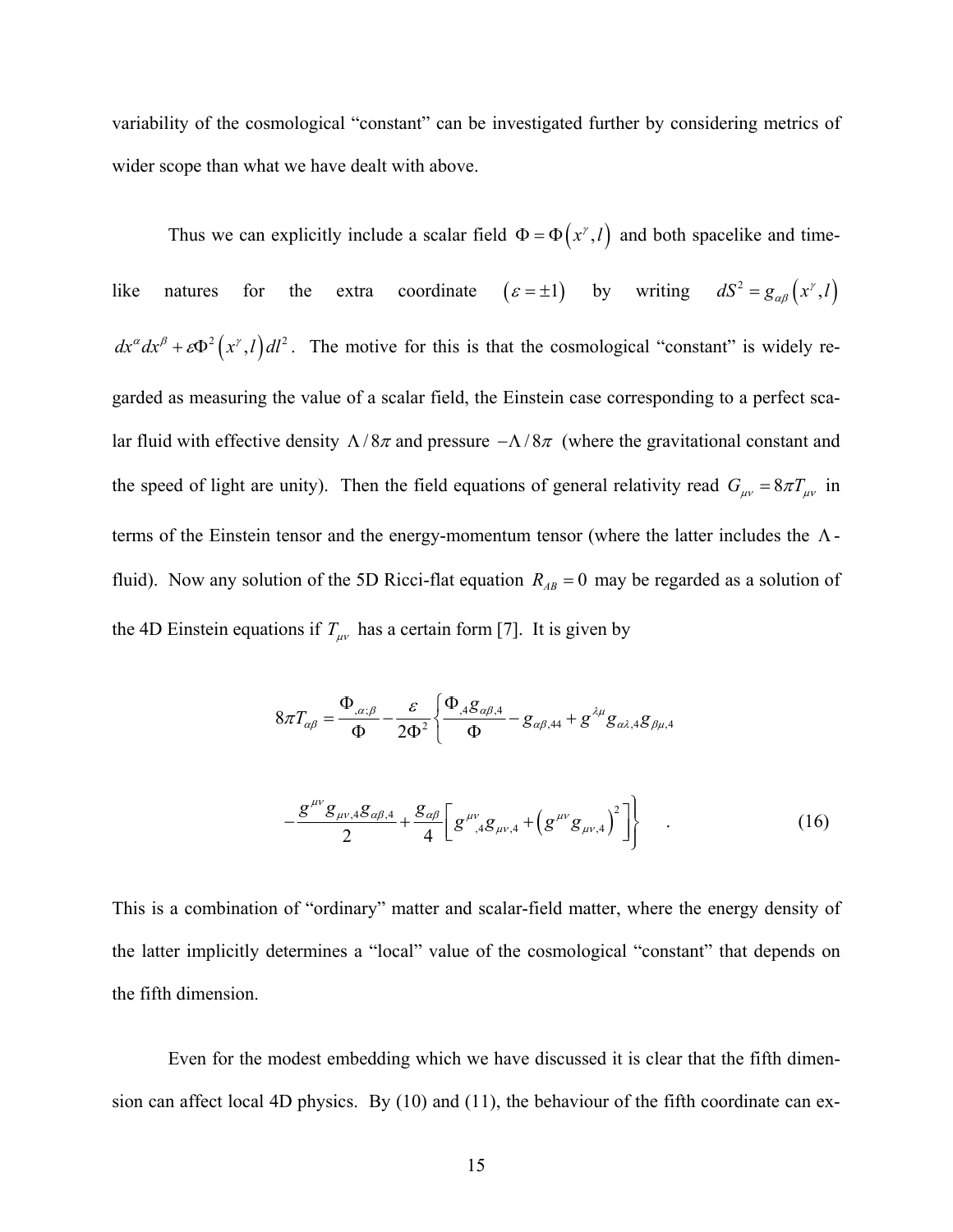variability of the cosmological "constant" can be investigated further by considering metrics of wider scope than what we have dealt with above.

Thus we can explicitly include a scalar field $\Phi = \Phi(x^\gamma, l)$ and both spacelike and timelike natures for the extra coordinate $(\varepsilon = \pm 1)$ by writing $dS^2 = g_{\alpha\beta}(x^\gamma, l) dx^\alpha dx^\beta + \varepsilon \Phi^2 (x^\gamma, l) dl^2$. The motive for this is that the cosmological "constant" is widely regarded as measuring the value of a scalar field, the Einstein case corresponding to a perfect scalar fluid with effective density $\Lambda / 8\pi$ and pressure $-\Lambda / 8\pi$ (where the gravitational constant and the speed of light are unity). Then the field equations of general relativity read $G_{\mu\nu} = 8\pi T_{\mu\nu}$ in terms of the Einstein tensor and the energy-momentum tensor (where the latter includes the $\Lambda$-fluid). Now any solution of the 5D Ricci-flat equation $R_{AB} = 0$ may be regarded as a solution of the 4D Einstein equations if $T_{\mu\nu}$ has a certain form [7]. It is given by

$$8\pi T_{\alpha\beta} = \frac{\Phi_{,\alpha;\beta}}{\Phi} - \frac{\varepsilon}{2\Phi^2} \left\{ \frac{\Phi_{,4} g_{\alpha\beta,4}}{\Phi} - g_{\alpha\beta,44} + g^{\lambda\mu} g_{\alpha\lambda,4} g_{\beta\mu,4} \right.$$

$$\left. - \frac{g^{\mu\nu} g_{\mu\nu,4} g_{\alpha\beta,4}}{2} + \frac{g_{\alpha\beta}}{4} \left[ g^{\mu\nu}{}_{,4} g_{\mu\nu,4} + \left( g^{\mu\nu} g_{\mu\nu,4} \right)^2 \right] \right\} \quad . \tag{16}$$

This is a combination of "ordinary" matter and scalar-field matter, where the energy density of the latter implicitly determines a "local" value of the cosmological "constant" that depends on the fifth dimension.

Even for the modest embedding which we have discussed it is clear that the fifth dimension can affect local 4D physics. By (10) and (11), the behaviour of the fifth coordinate can ex-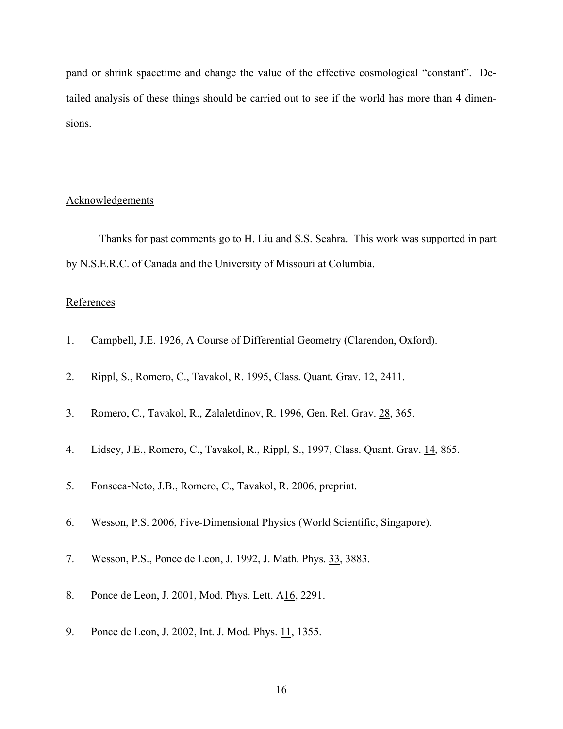pand or shrink spacetime and change the value of the effective cosmological "constant". Detailed analysis of these things should be carried out to see if the world has more than 4 dimensions.

## Acknowledgements

Thanks for past comments go to H. Liu and S.S. Seahra. This work was supported in part by N.S.E.R.C. of Canada and the University of Missouri at Columbia.

## References

1. Campbell, J.E. 1926, A Course of Differential Geometry (Clarendon, Oxford).
2. Rippl, S., Romero, C., Tavakol, R. 1995, Class. Quant. Grav. 12, 2411.
3. Romero, C., Tavakol, R., Zalaletdinov, R. 1996, Gen. Rel. Grav. 28, 365.
4. Lidsey, J.E., Romero, C., Tavakol, R., Rippl, S., 1997, Class. Quant. Grav. 14, 865.
5. Fonseca-Neto, J.B., Romero, C., Tavakol, R. 2006, preprint.
6. Wesson, P.S. 2006, Five-Dimensional Physics (World Scientific, Singapore).
7. Wesson, P.S., Ponce de Leon, J. 1992, J. Math. Phys. 33, 3883.
8. Ponce de Leon, J. 2001, Mod. Phys. Lett. A16, 2291.
9. Ponce de Leon, J. 2002, Int. J. Mod. Phys. 11, 1355.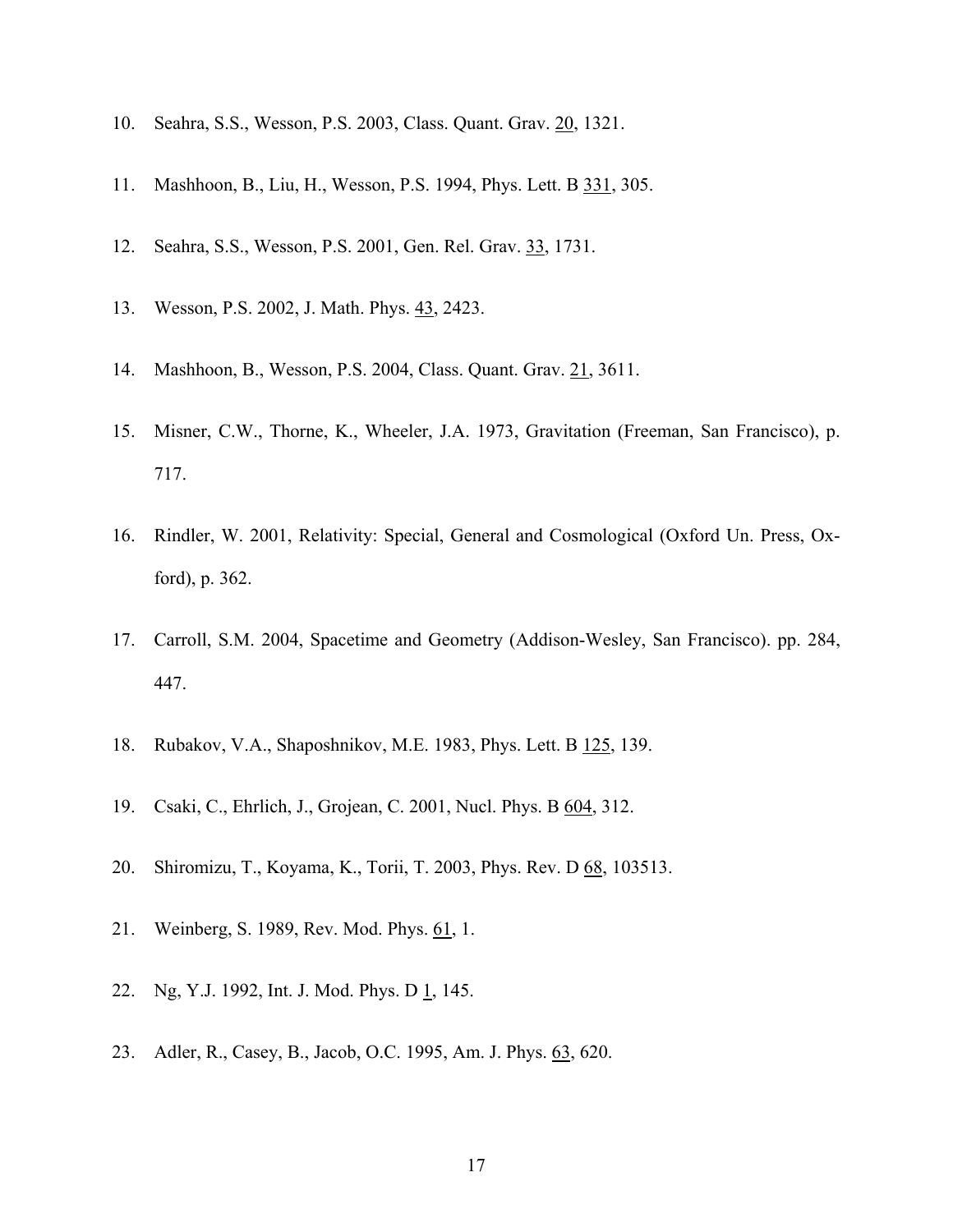10. Seahra, S.S., Wesson, P.S. 2003, Class. Quant. Grav. 20, 1321.

11. Mashhoon, B., Liu, H., Wesson, P.S. 1994, Phys. Lett. B 331, 305.

12. Seahra, S.S., Wesson, P.S. 2001, Gen. Rel. Grav. 33, 1731.

13. Wesson, P.S. 2002, J. Math. Phys. 43, 2423.

14. Mashhoon, B., Wesson, P.S. 2004, Class. Quant. Grav. 21, 3611.

15. Misner, C.W., Thorne, K., Wheeler, J.A. 1973, Gravitation (Freeman, San Francisco), p. 717.

16. Rindler, W. 2001, Relativity: Special, General and Cosmological (Oxford Un. Press, Oxford), p. 362.

17. Carroll, S.M. 2004, Spacetime and Geometry (Addison-Wesley, San Francisco). pp. 284, 447.

18. Rubakov, V.A., Shaposhnikov, M.E. 1983, Phys. Lett. B 125, 139.

19. Csaki, C., Ehrlich, J., Grojean, C. 2001, Nucl. Phys. B 604, 312.

20. Shiromizu, T., Koyama, K., Torii, T. 2003, Phys. Rev. D 68, 103513.

21. Weinberg, S. 1989, Rev. Mod. Phys. 61, 1.

22. Ng, Y.J. 1992, Int. J. Mod. Phys. D 1, 145.

23. Adler, R., Casey, B., Jacob, O.C. 1995, Am. J. Phys. 63, 620.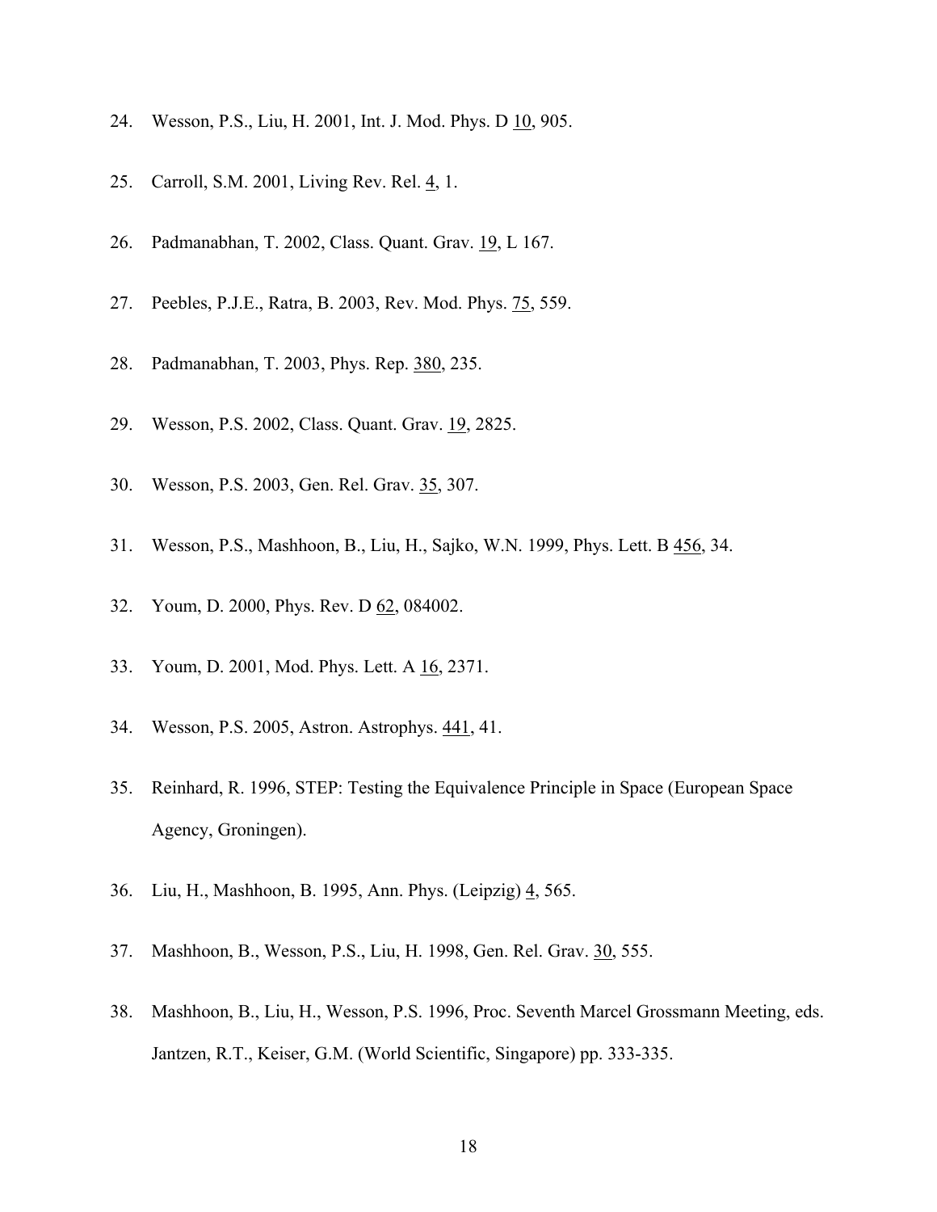24. Wesson, P.S., Liu, H. 2001, Int. J. Mod. Phys. D 10, 905.

25. Carroll, S.M. 2001, Living Rev. Rel. 4, 1.

26. Padmanabhan, T. 2002, Class. Quant. Grav. 19, L 167.

27. Peebles, P.J.E., Ratra, B. 2003, Rev. Mod. Phys. 75, 559.

28. Padmanabhan, T. 2003, Phys. Rep. 380, 235.

29. Wesson, P.S. 2002, Class. Quant. Grav. 19, 2825.

30. Wesson, P.S. 2003, Gen. Rel. Grav. 35, 307.

31. Wesson, P.S., Mashhoon, B., Liu, H., Sajko, W.N. 1999, Phys. Lett. B 456, 34.

32. Youm, D. 2000, Phys. Rev. D 62, 084002.

33. Youm, D. 2001, Mod. Phys. Lett. A 16, 2371.

34. Wesson, P.S. 2005, Astron. Astrophys. 441, 41.

35. Reinhard, R. 1996, STEP: Testing the Equivalence Principle in Space (European Space Agency, Groningen).

36. Liu, H., Mashhoon, B. 1995, Ann. Phys. (Leipzig) 4, 565.

37. Mashhoon, B., Wesson, P.S., Liu, H. 1998, Gen. Rel. Grav. 30, 555.

38. Mashhoon, B., Liu, H., Wesson, P.S. 1996, Proc. Seventh Marcel Grossmann Meeting, eds. Jantzen, R.T., Keiser, G.M. (World Scientific, Singapore) pp. 333-335.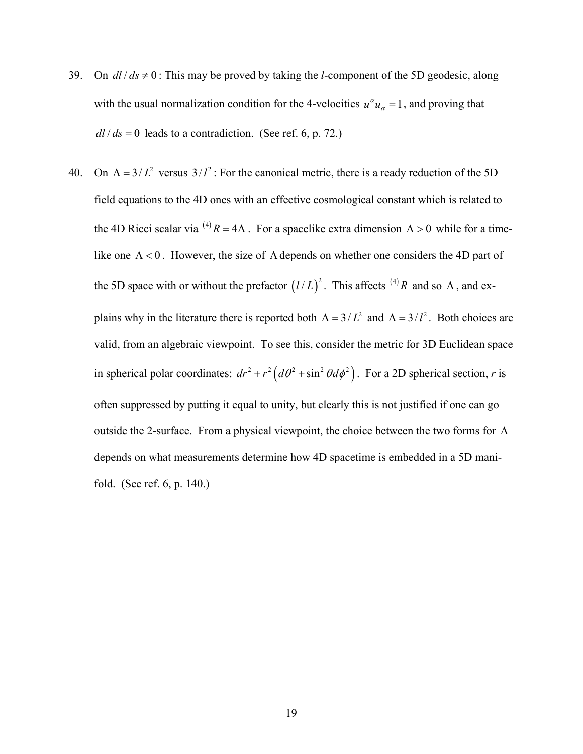39. On $dl/ds \neq 0$: This may be proved by taking the *l*-component of the 5D geodesic, along with the usual normalization condition for the 4-velocities $u^{\alpha}u_{\alpha} = 1$, and proving that $dl/ds = 0$ leads to a contradiction. (See ref. 6, p. 72.)

40. On $\Lambda = 3/L^2$ versus $3/l^2$: For the canonical metric, there is a ready reduction of the 5D field equations to the 4D ones with an effective cosmological constant which is related to the 4D Ricci scalar via ${}^{(4)}R = 4\Lambda$. For a spacelike extra dimension $\Lambda > 0$ while for a timelike one $\Lambda < 0$. However, the size of $\Lambda$ depends on whether one considers the 4D part of the 5D space with or without the prefactor $(l/L)^2$. This affects ${}^{(4)}R$ and so $\Lambda$, and explains why in the literature there is reported both $\Lambda = 3/L^2$ and $\Lambda = 3/l^2$. Both choices are valid, from an algebraic viewpoint. To see this, consider the metric for 3D Euclidean space in spherical polar coordinates: $dr^2 + r^2\left(d\theta^2 + \sin^2\theta d\phi^2\right)$. For a 2D spherical section, *r* is often suppressed by putting it equal to unity, but clearly this is not justified if one can go outside the 2-surface. From a physical viewpoint, the choice between the two forms for $\Lambda$ depends on what measurements determine how 4D spacetime is embedded in a 5D manifold. (See ref. 6, p. 140.)